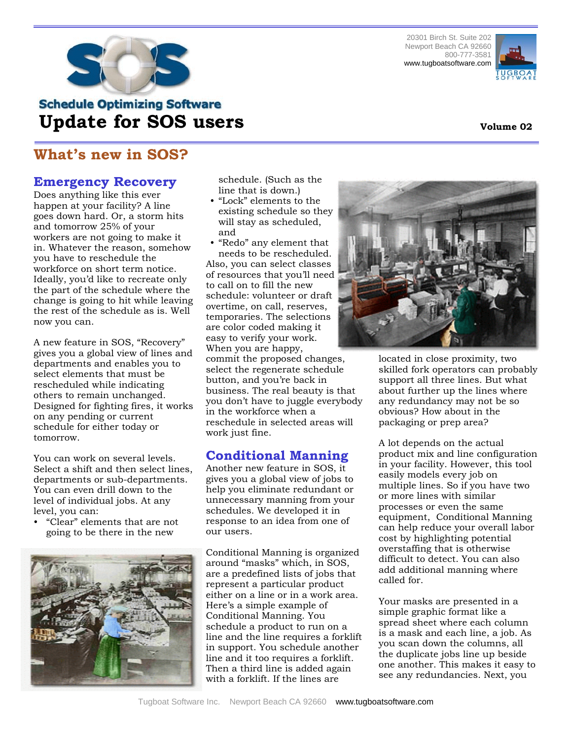20301 Birch St. Suite 202
Newport Beach CA 92660
800-777-3581
www.tugboatsoftware.com

**Schedule Optimizing Software**

# Update for SOS users

**Volume 02**

## What's new in SOS?

### Emergency Recovery

Does anything like this ever happen at your facility? A line goes down hard. Or, a storm hits and tomorrow 25% of your workers are not going to make it in. Whatever the reason, somehow you have to reschedule the workforce on short term notice. Ideally, you'd like to recreate only the part of the schedule where the change is going to hit while leaving the rest of the schedule as is. Well now you can.

A new feature in SOS, "Recovery" gives you a global view of lines and departments and enables you to select elements that must be rescheduled while indicating others to remain unchanged. Designed for fighting fires, it works on any pending or current schedule for either today or tomorrow.

You can work on several levels. Select a shift and then select lines, departments or sub-departments. You can even drill down to the level of individual jobs. At any level, you can:

- "Clear" elements that are not going to be there in the new schedule. (Such as the line that is down.)
- "Lock" elements to the existing schedule so they will stay as scheduled, and
- "Redo" any element that needs to be rescheduled.

Also, you can select classes of resources that you'll need to call on to fill the new schedule: volunteer or draft overtime, on call, reserves, temporaries. The selections are color coded making it easy to verify your work. When you are happy, commit the proposed changes, select the regenerate schedule button, and you're back in business. The real beauty is that you don't have to juggle everybody in the workforce when a reschedule in selected areas will work just fine.

### Conditional Manning

Another new feature in SOS, it gives you a global view of jobs to help you eliminate redundant or unnecessary manning from your schedules. We developed it in response to an idea from one of our users.

Conditional Manning is organized around "masks" which, in SOS, are a predefined lists of jobs that represent a particular product either on a line or in a work area. Here's a simple example of Conditional Manning. You schedule a product to run on a line and the line requires a forklift in support. You schedule another line and it too requires a forklift. Then a third line is added again with a forklift. If the lines are located in close proximity, two skilled fork operators can probably support all three lines. But what about further up the lines where any redundancy may not be so obvious? How about in the packaging or prep area?

A lot depends on the actual product mix and line configuration in your facility. However, this tool easily models every job on multiple lines. So if you have two or more lines with similar processes or even the same equipment, Conditional Manning can help reduce your overall labor cost by highlighting potential overstaffing that is otherwise difficult to detect. You can also add additional manning where called for.

Your masks are presented in a simple graphic format like a spread sheet where each column is a mask and each line, a job. As you scan down the columns, all the duplicate jobs line up beside one another. This makes it easy to see any redundancies. Next, you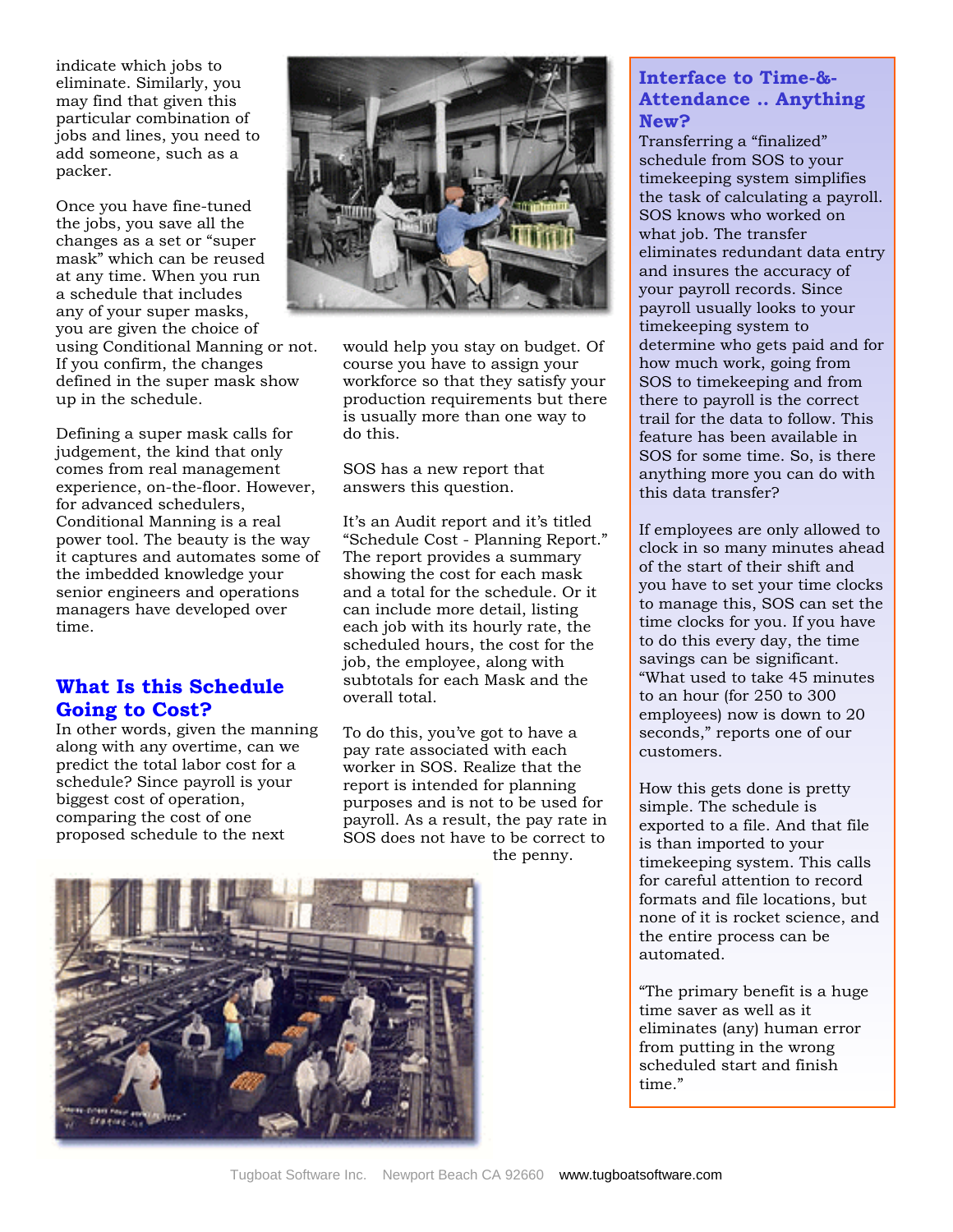indicate which jobs to eliminate. Similarly, you may find that given this particular combination of jobs and lines, you need to add someone, such as a packer.

Once you have fine-tuned the jobs, you save all the changes as a set or "super mask" which can be reused at any time. When you run a schedule that includes any of your super masks, you are given the choice of using Conditional Manning or not. If you confirm, the changes defined in the super mask show up in the schedule.

Defining a super mask calls for judgement, the kind that only comes from real management experience, on-the-floor. However, for advanced schedulers, Conditional Manning is a real power tool. The beauty is the way it captures and automates some of the imbedded knowledge your senior engineers and operations managers have developed over time.

## What Is this Schedule Going to Cost?

In other words, given the manning along with any overtime, can we predict the total labor cost for a schedule? Since payroll is your biggest cost of operation, comparing the cost of one proposed schedule to the next would help you stay on budget. Of course you have to assign your workforce so that they satisfy your production requirements but there is usually more than one way to do this.

SOS has a new report that answers this question.

It's an Audit report and it's titled "Schedule Cost - Planning Report." The report provides a summary showing the cost for each mask and a total for the schedule. Or it can include more detail, listing each job with its hourly rate, the scheduled hours, the cost for the job, the employee, along with subtotals for each Mask and the overall total.

To do this, you've got to have a pay rate associated with each worker in SOS. Realize that the report is intended for planning purposes and is not to be used for payroll. As a result, the pay rate in SOS does not have to be correct to the penny.

## Interface to Time-&-Attendance .. Anything New?

Transferring a "finalized" schedule from SOS to your timekeeping system simplifies the task of calculating a payroll. SOS knows who worked on what job. The transfer eliminates redundant data entry and insures the accuracy of your payroll records. Since payroll usually looks to your timekeeping system to determine who gets paid and for how much work, going from SOS to timekeeping and from there to payroll is the correct trail for the data to follow. This feature has been available in SOS for some time. So, is there anything more you can do with this data transfer?

If employees are only allowed to clock in so many minutes ahead of the start of their shift and you have to set your time clocks to manage this, SOS can set the time clocks for you. If you have to do this every day, the time savings can be significant. "What used to take 45 minutes to an hour (for 250 to 300 employees) now is down to 20 seconds," reports one of our customers.

How this gets done is pretty simple. The schedule is exported to a file. And that file is than imported to your timekeeping system. This calls for careful attention to record formats and file locations, but none of it is rocket science, and the entire process can be automated.

"The primary benefit is a huge time saver as well as it eliminates (any) human error from putting in the wrong scheduled start and finish time."